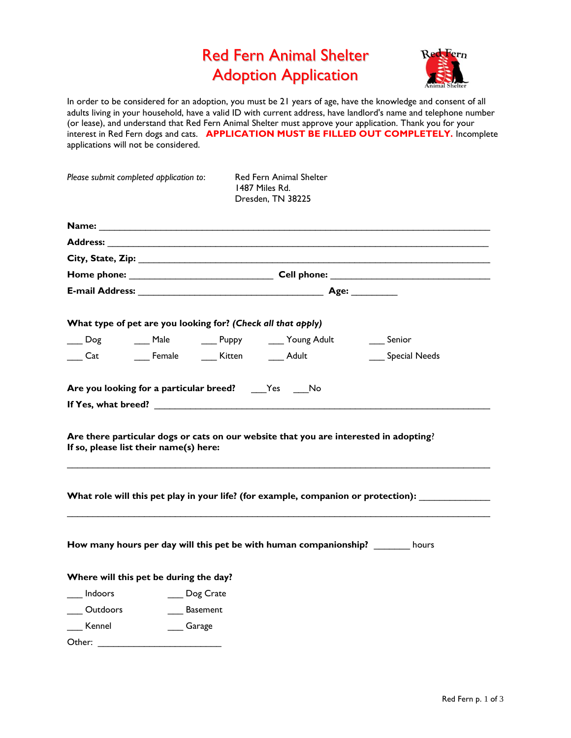# Red Fern Animal Shelter
# Adoption Application

In order to be considered for an adoption, you must be 21 years of age, have the knowledge and consent of all adults living in your household, have a valid ID with current address, have landlord's name and telephone number (or lease), and understand that Red Fern Animal Shelter must approve your application. Thank you for your interest in Red Fern dogs and cats. **APPLICATION MUST BE FILLED OUT COMPLETELY.** Incomplete applications will not be considered.

*Please submit completed application to:*

Red Fern Animal Shelter
1487 Miles Rd.
Dresden, TN 38225

**Name:** ______________________________________________________________________

**Address:** ____________________________________________________________________

**City, State, Zip:** _______________________________________________________________

**Home phone:** ___________________________ **Cell phone:** _____________________________

**E-mail Address:** __________________________________ **Age:** _________

**What type of pet are you looking for?** ***(Check all that apply)***

___ Dog ___ Male ___ Puppy ___ Young Adult ___ Senior

___ Cat ___ Female ___ Kitten ___ Adult ___ Special Needs

**Are you looking for a particular breed?** ___Yes ___No

**If Yes, what breed?** ___________________________________________________________

**Are there particular dogs or cats on our website that you are interested in adopting? If so, please list their name(s) here:**

_______________________________________________________________________________

**What role will this pet play in your life? (for example, companion or protection):** _____________

_______________________________________________________________________________

**How many hours per day will this pet be with human companionship?** _______ hours

**Where will this pet be during the day?**

___ Indoors ___ Dog Crate

___ Outdoors ___ Basement

___ Kennel ___ Garage

Other: _________________________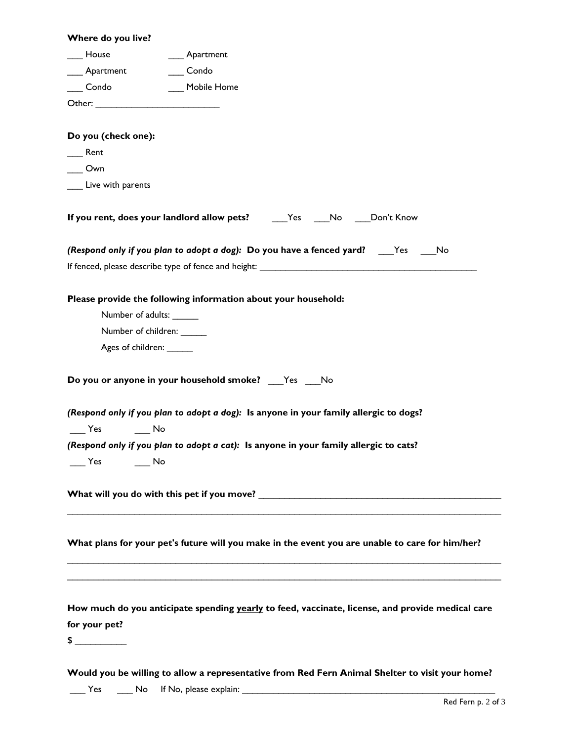**Where do you live?**

___ House ___ Apartment

___ Apartment ___ Condo

___ Condo ___ Mobile Home

Other: _________________________

**Do you (check one):**

___ Rent

___ Own

___ Live with parents

**If you rent, does your landlord allow pets?** ___Yes ___No ___Don't Know

***(Respond only if you plan to adopt a dog):*** **Do you have a fenced yard?** ___Yes ___No

If fenced, please describe type of fence and height: ______________________________________________

**Please provide the following information about your household:**

Number of adults: _____

Number of children: _____

Ages of children: _____

**Do you or anyone in your household smoke?** ___Yes ___No

***(Respond only if you plan to adopt a dog):*** **Is anyone in your family allergic to dogs?**

___ Yes ___ No

***(Respond only if you plan to adopt a cat):*** **Is anyone in your family allergic to cats?**

___ Yes ___ No

**What will you do with this pet if you move?** __________________________________________________

_____________________________________________________________________________________

**What plans for your pet's future will you make in the event you are unable to care for him/her?**

_____________________________________________________________________________________

_____________________________________________________________________________________

**How much do you anticipate spending <u>yearly</u> to feed, vaccinate, license, and provide medical care for your pet?**

$ __________

**Would you be willing to allow a representative from Red Fern Animal Shelter to visit your home?**

___ Yes ___ No If No, please explain: _____________________________________________________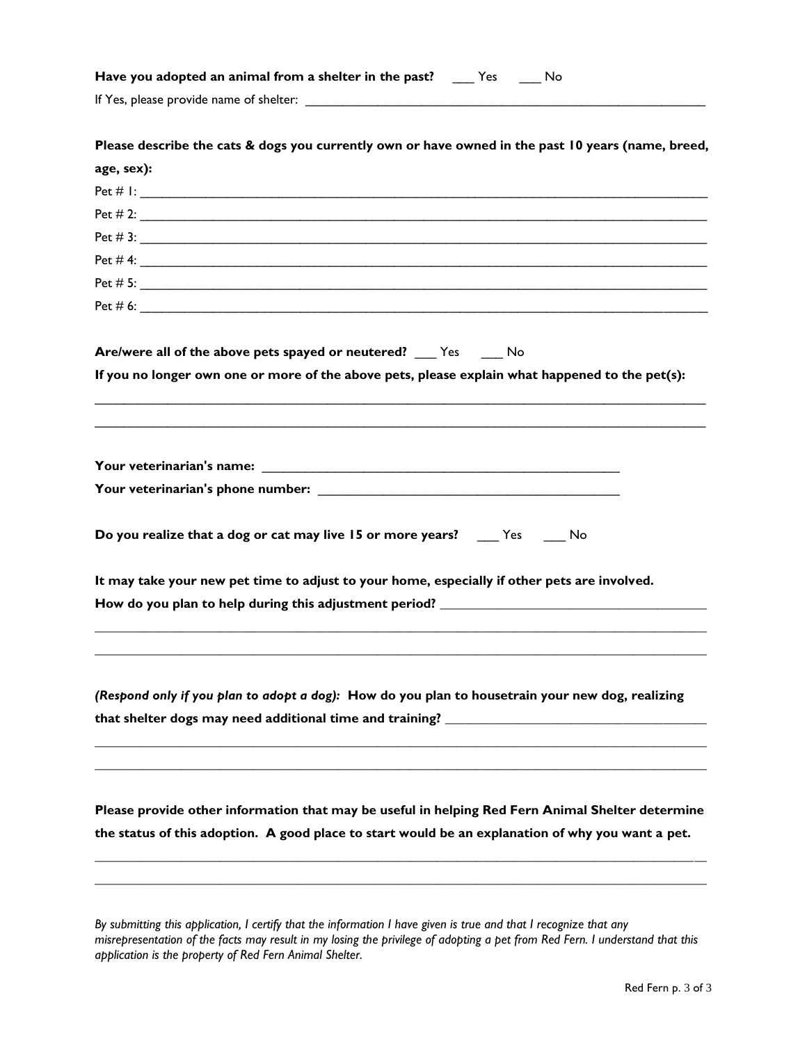**Have you adopted an animal from a shelter in the past?** ___ Yes ___ No

If Yes, please provide name of shelter: ____________________________________________________________

**Please describe the cats & dogs you currently own or have owned in the past 10 years (name, breed, age, sex):**

Pet # 1: ____________________________________________________________________________________

Pet # 2: ____________________________________________________________________________________

Pet # 3: ____________________________________________________________________________________

Pet # 4: ____________________________________________________________________________________

Pet # 5: ____________________________________________________________________________________

Pet # 6: ____________________________________________________________________________________

**Are/were all of the above pets spayed or neutered?** ___ Yes ___ No

**If you no longer own one or more of the above pets, please explain what happened to the pet(s):**

____________________________________________________________________________________________

____________________________________________________________________________________________

**Your veterinarian's name:** ______________________________________________________

**Your veterinarian's phone number:** ____________________________________________

**Do you realize that a dog or cat may live 15 or more years?** ___ Yes ___ No

**It may take your new pet time to adjust to your home, especially if other pets are involved.**
**How do you plan to help during this adjustment period?** ________________________________________

____________________________________________________________________________________________

____________________________________________________________________________________________

***(Respond only if you plan to adopt a dog):*** **How do you plan to housetrain your new dog, realizing that shelter dogs may need additional time and training?** ______________________________________

____________________________________________________________________________________________

____________________________________________________________________________________________

**Please provide other information that may be useful in helping Red Fern Animal Shelter determine the status of this adoption. A good place to start would be an explanation of why you want a pet.**

____________________________________________________________________________________________

____________________________________________________________________________________________

*By submitting this application, I certify that the information I have given is true and that I recognize that any misrepresentation of the facts may result in my losing the privilege of adopting a pet from Red Fern. I understand that this application is the property of Red Fern Animal Shelter.*